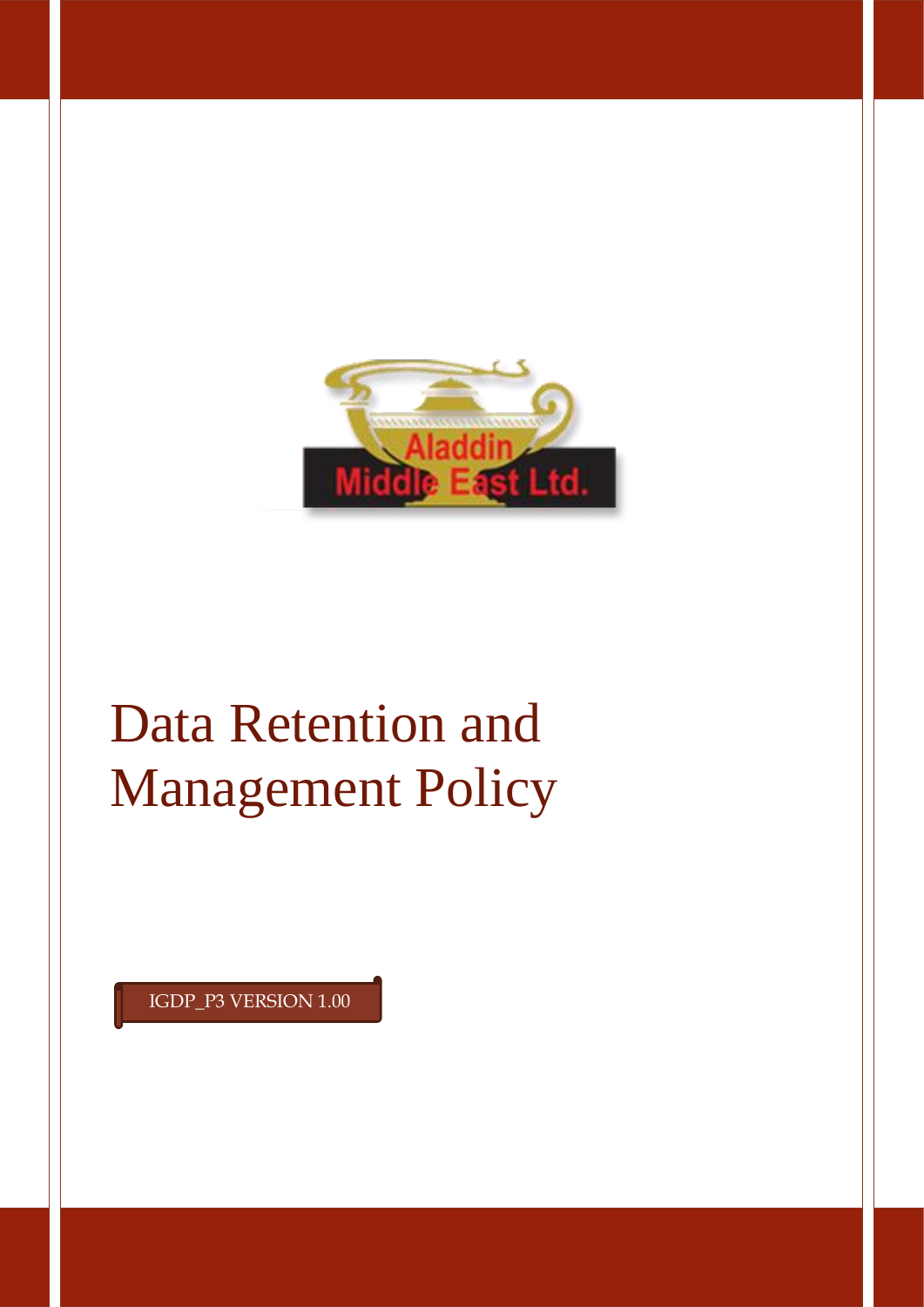Aladdin Middle East Ltd.

# Data Retention and Management Policy

IGDP_P3 VERSION 1.00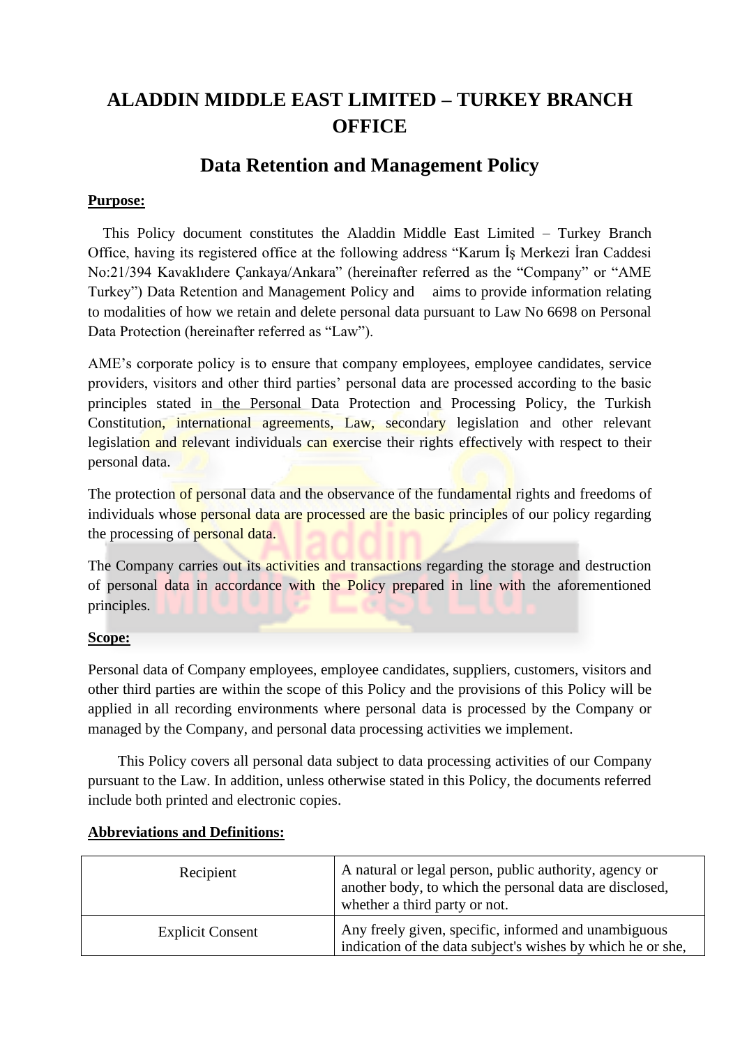# ALADDIN MIDDLE EAST LIMITED – TURKEY BRANCH OFFICE

## Data Retention and Management Policy

**Purpose:**

This Policy document constitutes the Aladdin Middle East Limited – Turkey Branch Office, having its registered office at the following address "Karum İş Merkezi İran Caddesi No:21/394 Kavaklıdere Çankaya/Ankara" (hereinafter referred as the "Company" or "AME Turkey") Data Retention and Management Policy and aims to provide information relating to modalities of how we retain and delete personal data pursuant to Law No 6698 on Personal Data Protection (hereinafter referred as "Law").

AME's corporate policy is to ensure that company employees, employee candidates, service providers, visitors and other third parties' personal data are processed according to the basic principles stated in the Personal Data Protection and Processing Policy, the Turkish Constitution, international agreements, Law, secondary legislation and other relevant legislation and relevant individuals can exercise their rights effectively with respect to their personal data.

The protection of personal data and the observance of the fundamental rights and freedoms of individuals whose personal data are processed are the basic principles of our policy regarding the processing of personal data.

The Company carries out its activities and transactions regarding the storage and destruction of personal data in accordance with the Policy prepared in line with the aforementioned principles.

**Scope:**

Personal data of Company employees, employee candidates, suppliers, customers, visitors and other third parties are within the scope of this Policy and the provisions of this Policy will be applied in all recording environments where personal data is processed by the Company or managed by the Company, and personal data processing activities we implement.

This Policy covers all personal data subject to data processing activities of our Company pursuant to the Law. In addition, unless otherwise stated in this Policy, the documents referred include both printed and electronic copies.

**Abbreviations and Definitions:**

| | |
|---|---|
| Recipient | A natural or legal person, public authority, agency or another body, to which the personal data are disclosed, whether a third party or not. |
| Explicit Consent | Any freely given, specific, informed and unambiguous indication of the data subject's wishes by which he or she, |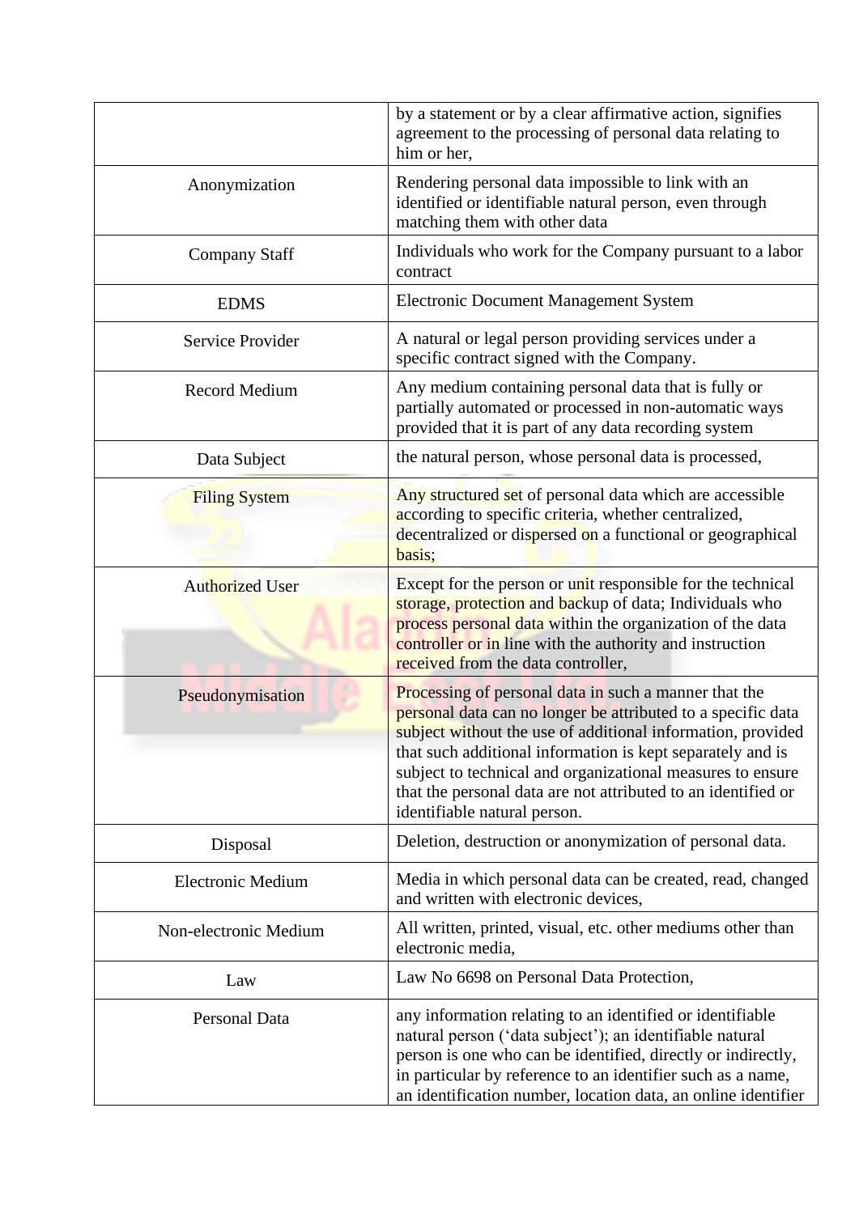| | |
|---|---|
| | by a statement or by a clear affirmative action, signifies agreement to the processing of personal data relating to him or her, |
| Anonymization | Rendering personal data impossible to link with an identified or identifiable natural person, even through matching them with other data |
| Company Staff | Individuals who work for the Company pursuant to a labor contract |
| EDMS | Electronic Document Management System |
| Service Provider | A natural or legal person providing services under a specific contract signed with the Company. |
| Record Medium | Any medium containing personal data that is fully or partially automated or processed in non-automatic ways provided that it is part of any data recording system |
| Data Subject | the natural person, whose personal data is processed, |
| Filing System | Any structured set of personal data which are accessible according to specific criteria, whether centralized, decentralized or dispersed on a functional or geographical basis; |
| Authorized User | Except for the person or unit responsible for the technical storage, protection and backup of data; Individuals who process personal data within the organization of the data controller or in line with the authority and instruction received from the data controller, |
| Pseudonymisation | Processing of personal data in such a manner that the personal data can no longer be attributed to a specific data subject without the use of additional information, provided that such additional information is kept separately and is subject to technical and organizational measures to ensure that the personal data are not attributed to an identified or identifiable natural person. |
| Disposal | Deletion, destruction or anonymization of personal data. |
| Electronic Medium | Media in which personal data can be created, read, changed and written with electronic devices, |
| Non-electronic Medium | All written, printed, visual, etc. other mediums other than electronic media, |
| Law | Law No 6698 on Personal Data Protection, |
| Personal Data | any information relating to an identified or identifiable natural person ('data subject'); an identifiable natural person is one who can be identified, directly or indirectly, in particular by reference to an identifier such as a name, an identification number, location data, an online identifier |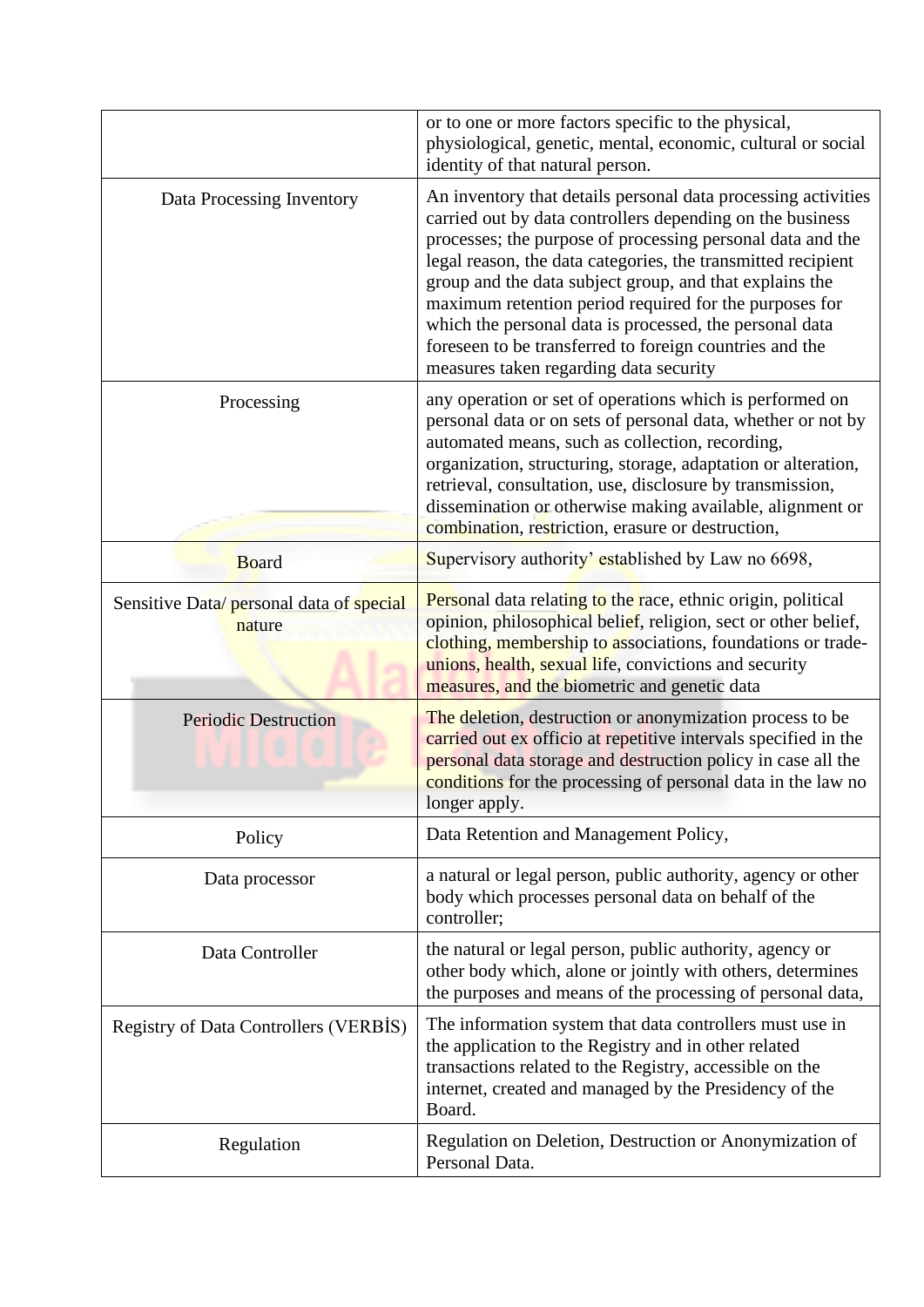| | |
|---|---|
| | or to one or more factors specific to the physical, physiological, genetic, mental, economic, cultural or social identity of that natural person. |
| Data Processing Inventory | An inventory that details personal data processing activities carried out by data controllers depending on the business processes; the purpose of processing personal data and the legal reason, the data categories, the transmitted recipient group and the data subject group, and that explains the maximum retention period required for the purposes for which the personal data is processed, the personal data foreseen to be transferred to foreign countries and the measures taken regarding data security |
| Processing | any operation or set of operations which is performed on personal data or on sets of personal data, whether or not by automated means, such as collection, recording, organization, structuring, storage, adaptation or alteration, retrieval, consultation, use, disclosure by transmission, dissemination or otherwise making available, alignment or combination, restriction, erasure or destruction, |
| Board | Supervisory authority' established by Law no 6698, |
| Sensitive Data/ personal data of special nature | Personal data relating to the race, ethnic origin, political opinion, philosophical belief, religion, sect or other belief, clothing, membership to associations, foundations or trade-unions, health, sexual life, convictions and security measures, and the biometric and genetic data |
| Periodic Destruction | The deletion, destruction or anonymization process to be carried out ex officio at repetitive intervals specified in the personal data storage and destruction policy in case all the conditions for the processing of personal data in the law no longer apply. |
| Policy | Data Retention and Management Policy, |
| Data processor | a natural or legal person, public authority, agency or other body which processes personal data on behalf of the controller; |
| Data Controller | the natural or legal person, public authority, agency or other body which, alone or jointly with others, determines the purposes and means of the processing of personal data, |
| Registry of Data Controllers (VERBİS) | The information system that data controllers must use in the application to the Registry and in other related transactions related to the Registry, accessible on the internet, created and managed by the Presidency of the Board. |
| Regulation | Regulation on Deletion, Destruction or Anonymization of Personal Data. |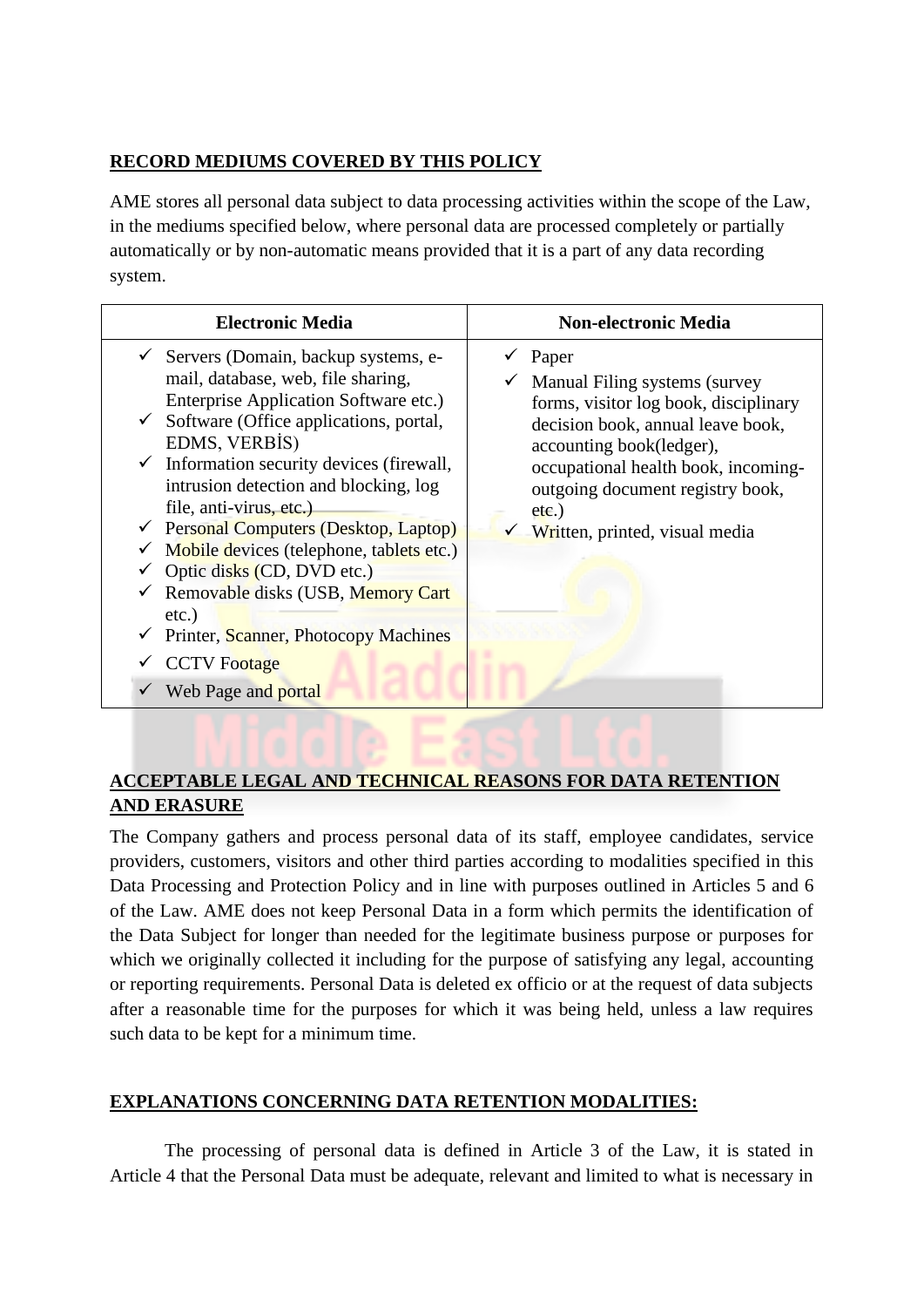## RECORD MEDIUMS COVERED BY THIS POLICY

AME stores all personal data subject to data processing activities within the scope of the Law, in the mediums specified below, where personal data are processed completely or partially automatically or by non-automatic means provided that it is a part of any data recording system.

| Electronic Media | Non-electronic Media |
|---|---|
| ✓ Servers (Domain, backup systems, e-mail, database, web, file sharing, Enterprise Application Software etc.)<br>✓ Software (Office applications, portal, EDMS, VERBİS)<br>✓ Information security devices (firewall, intrusion detection and blocking, log file, anti-virus, etc.)<br>✓ Personal Computers (Desktop, Laptop)<br>✓ Mobile devices (telephone, tablets etc.)<br>✓ Optic disks (CD, DVD etc.)<br>✓ Removable disks (USB, Memory Cart etc.)<br>✓ Printer, Scanner, Photocopy Machines<br>✓ CCTV Footage<br>✓ Web Page and portal | ✓ Paper<br>✓ Manual Filing systems (survey forms, visitor log book, disciplinary decision book, annual leave book, accounting book(ledger), occupational health book, incoming-outgoing document registry book, etc.)<br>✓ Written, printed, visual media |

## ACCEPTABLE LEGAL AND TECHNICAL REASONS FOR DATA RETENTION AND ERASURE

The Company gathers and process personal data of its staff, employee candidates, service providers, customers, visitors and other third parties according to modalities specified in this Data Processing and Protection Policy and in line with purposes outlined in Articles 5 and 6 of the Law. AME does not keep Personal Data in a form which permits the identification of the Data Subject for longer than needed for the legitimate business purpose or purposes for which we originally collected it including for the purpose of satisfying any legal, accounting or reporting requirements. Personal Data is deleted ex officio or at the request of data subjects after a reasonable time for the purposes for which it was being held, unless a law requires such data to be kept for a minimum time.

## EXPLANATIONS CONCERNING DATA RETENTION MODALITIES:

The processing of personal data is defined in Article 3 of the Law, it is stated in Article 4 that the Personal Data must be adequate, relevant and limited to what is necessary in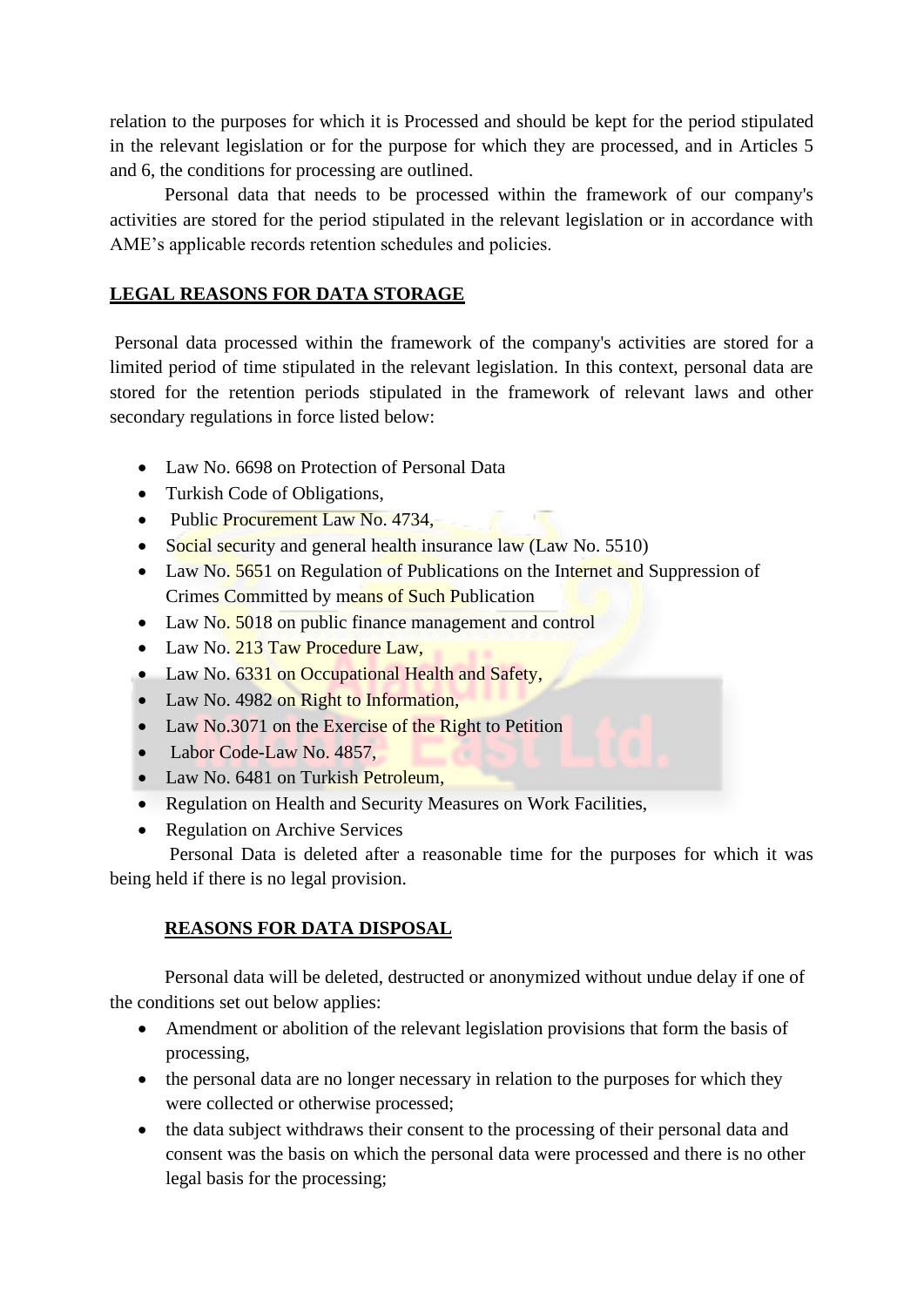relation to the purposes for which it is Processed and should be kept for the period stipulated in the relevant legislation or for the purpose for which they are processed, and in Articles 5 and 6, the conditions for processing are outlined.

Personal data that needs to be processed within the framework of our company's activities are stored for the period stipulated in the relevant legislation or in accordance with AME's applicable records retention schedules and policies.

## LEGAL REASONS FOR DATA STORAGE

Personal data processed within the framework of the company's activities are stored for a limited period of time stipulated in the relevant legislation. In this context, personal data are stored for the retention periods stipulated in the framework of relevant laws and other secondary regulations in force listed below:

- Law No. 6698 on Protection of Personal Data
- Turkish Code of Obligations,
- Public Procurement Law No. 4734,
- Social security and general health insurance law (Law No. 5510)
- Law No. 5651 on Regulation of Publications on the Internet and Suppression of Crimes Committed by means of Such Publication
- Law No. 5018 on public finance management and control
- Law No. 213 Taw Procedure Law,
- Law No. 6331 on Occupational Health and Safety,
- Law No. 4982 on Right to Information,
- Law No.3071 on the Exercise of the Right to Petition
- Labor Code-Law No. 4857,
- Law No. 6481 on Turkish Petroleum,
- Regulation on Health and Security Measures on Work Facilities,
- Regulation on Archive Services

Personal Data is deleted after a reasonable time for the purposes for which it was being held if there is no legal provision.

## REASONS FOR DATA DISPOSAL

Personal data will be deleted, destructed or anonymized without undue delay if one of the conditions set out below applies:

- Amendment or abolition of the relevant legislation provisions that form the basis of processing,
- the personal data are no longer necessary in relation to the purposes for which they were collected or otherwise processed;
- the data subject withdraws their consent to the processing of their personal data and consent was the basis on which the personal data were processed and there is no other legal basis for the processing;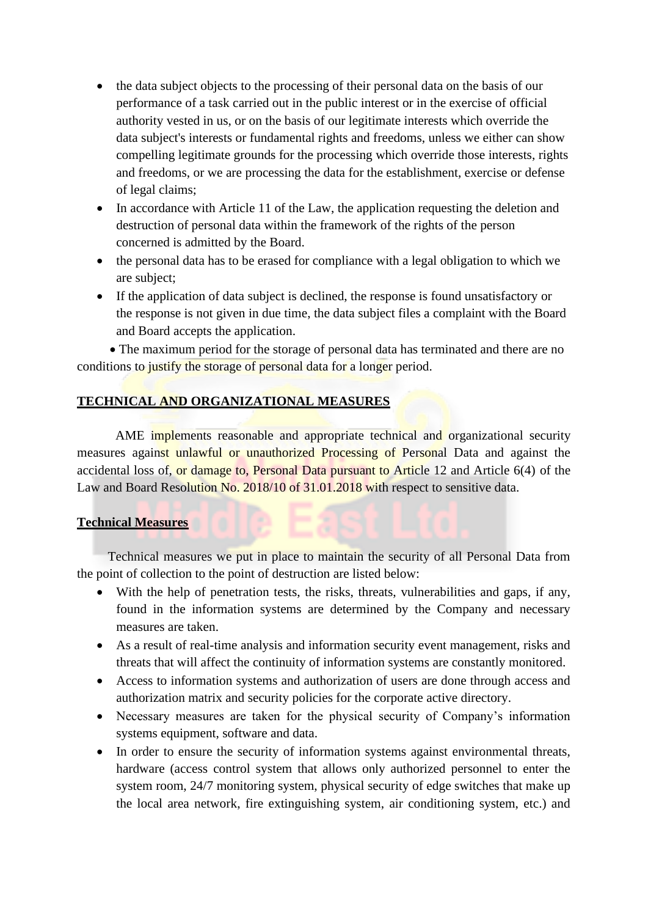- the data subject objects to the processing of their personal data on the basis of our performance of a task carried out in the public interest or in the exercise of official authority vested in us, or on the basis of our legitimate interests which override the data subject's interests or fundamental rights and freedoms, unless we either can show compelling legitimate grounds for the processing which override those interests, rights and freedoms, or we are processing the data for the establishment, exercise or defense of legal claims;
- In accordance with Article 11 of the Law, the application requesting the deletion and destruction of personal data within the framework of the rights of the person concerned is admitted by the Board.
- the personal data has to be erased for compliance with a legal obligation to which we are subject;
- If the application of data subject is declined, the response is found unsatisfactory or the response is not given in due time, the data subject files a complaint with the Board and Board accepts the application.
- The maximum period for the storage of personal data has terminated and there are no conditions to justify the storage of personal data for a longer period.

## TECHNICAL AND ORGANIZATIONAL MEASURES

AME implements reasonable and appropriate technical and organizational security measures against unlawful or unauthorized Processing of Personal Data and against the accidental loss of, or damage to, Personal Data pursuant to Article 12 and Article 6(4) of the Law and Board Resolution No. 2018/10 of 31.01.2018 with respect to sensitive data.

### Technical Measures

Technical measures we put in place to maintain the security of all Personal Data from the point of collection to the point of destruction are listed below:

- With the help of penetration tests, the risks, threats, vulnerabilities and gaps, if any, found in the information systems are determined by the Company and necessary measures are taken.
- As a result of real-time analysis and information security event management, risks and threats that will affect the continuity of information systems are constantly monitored.
- Access to information systems and authorization of users are done through access and authorization matrix and security policies for the corporate active directory.
- Necessary measures are taken for the physical security of Company's information systems equipment, software and data.
- In order to ensure the security of information systems against environmental threats, hardware (access control system that allows only authorized personnel to enter the system room, 24/7 monitoring system, physical security of edge switches that make up the local area network, fire extinguishing system, air conditioning system, etc.) and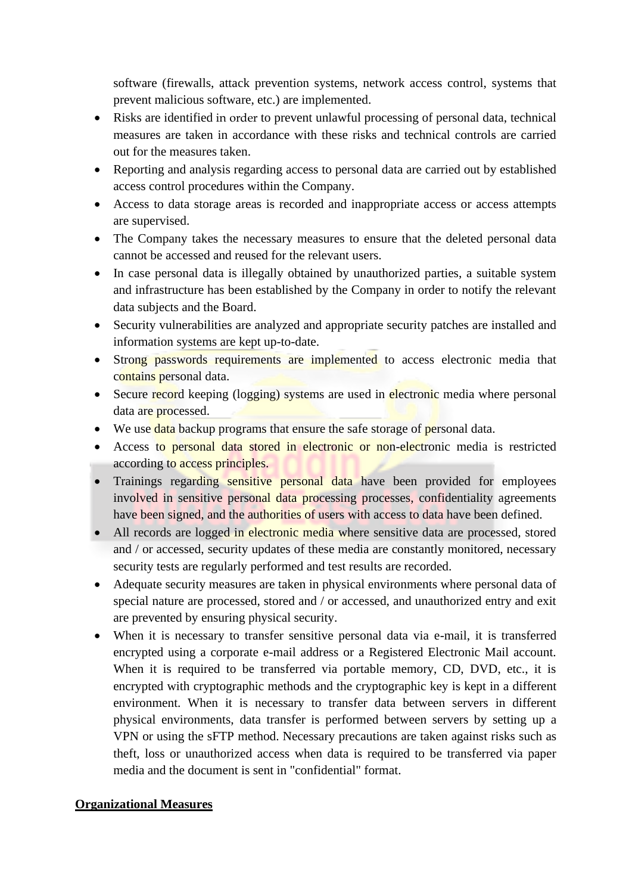software (firewalls, attack prevention systems, network access control, systems that prevent malicious software, etc.) are implemented.

- Risks are identified in order to prevent unlawful processing of personal data, technical measures are taken in accordance with these risks and technical controls are carried out for the measures taken.
- Reporting and analysis regarding access to personal data are carried out by established access control procedures within the Company.
- Access to data storage areas is recorded and inappropriate access or access attempts are supervised.
- The Company takes the necessary measures to ensure that the deleted personal data cannot be accessed and reused for the relevant users.
- In case personal data is illegally obtained by unauthorized parties, a suitable system and infrastructure has been established by the Company in order to notify the relevant data subjects and the Board.
- Security vulnerabilities are analyzed and appropriate security patches are installed and information systems are kept up-to-date.
- Strong passwords requirements are implemented to access electronic media that contains personal data.
- Secure record keeping (logging) systems are used in electronic media where personal data are processed.
- We use data backup programs that ensure the safe storage of personal data.
- Access to personal data stored in electronic or non-electronic media is restricted according to access principles.
- Trainings regarding sensitive personal data have been provided for employees involved in sensitive personal data processing processes, confidentiality agreements have been signed, and the authorities of users with access to data have been defined.
- All records are logged in electronic media where sensitive data are processed, stored and / or accessed, security updates of these media are constantly monitored, necessary security tests are regularly performed and test results are recorded.
- Adequate security measures are taken in physical environments where personal data of special nature are processed, stored and / or accessed, and unauthorized entry and exit are prevented by ensuring physical security.
- When it is necessary to transfer sensitive personal data via e-mail, it is transferred encrypted using a corporate e-mail address or a Registered Electronic Mail account. When it is required to be transferred via portable memory, CD, DVD, etc., it is encrypted with cryptographic methods and the cryptographic key is kept in a different environment. When it is necessary to transfer data between servers in different physical environments, data transfer is performed between servers by setting up a VPN or using the sFTP method. Necessary precautions are taken against risks such as theft, loss or unauthorized access when data is required to be transferred via paper media and the document is sent in "confidential" format.

**Organizational Measures**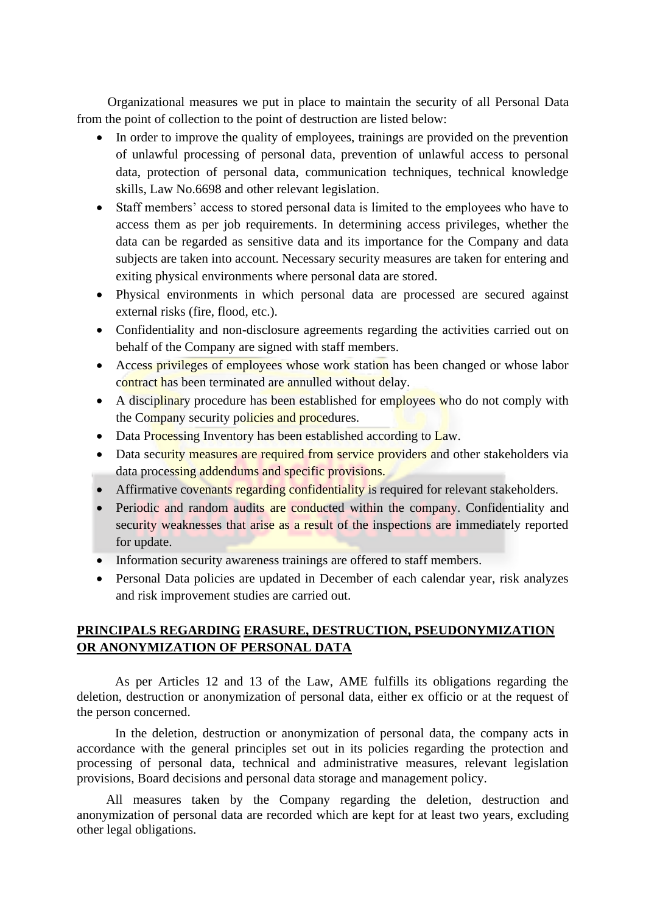Organizational measures we put in place to maintain the security of all Personal Data from the point of collection to the point of destruction are listed below:

- In order to improve the quality of employees, trainings are provided on the prevention of unlawful processing of personal data, prevention of unlawful access to personal data, protection of personal data, communication techniques, technical knowledge skills, Law No.6698 and other relevant legislation.
- Staff members' access to stored personal data is limited to the employees who have to access them as per job requirements. In determining access privileges, whether the data can be regarded as sensitive data and its importance for the Company and data subjects are taken into account. Necessary security measures are taken for entering and exiting physical environments where personal data are stored.
- Physical environments in which personal data are processed are secured against external risks (fire, flood, etc.).
- Confidentiality and non-disclosure agreements regarding the activities carried out on behalf of the Company are signed with staff members.
- Access privileges of employees whose work station has been changed or whose labor contract has been terminated are annulled without delay.
- A disciplinary procedure has been established for employees who do not comply with the Company security policies and procedures.
- Data Processing Inventory has been established according to Law.
- Data security measures are required from service providers and other stakeholders via data processing addendums and specific provisions.
- Affirmative covenants regarding confidentiality is required for relevant stakeholders.
- Periodic and random audits are conducted within the company. Confidentiality and security weaknesses that arise as a result of the inspections are immediately reported for update.
- Information security awareness trainings are offered to staff members.
- Personal Data policies are updated in December of each calendar year, risk analyzes and risk improvement studies are carried out.

## PRINCIPALS REGARDING ERASURE, DESTRUCTION, PSEUDONYMIZATION OR ANONYMIZATION OF PERSONAL DATA

As per Articles 12 and 13 of the Law, AME fulfills its obligations regarding the deletion, destruction or anonymization of personal data, either ex officio or at the request of the person concerned.

In the deletion, destruction or anonymization of personal data, the company acts in accordance with the general principles set out in its policies regarding the protection and processing of personal data, technical and administrative measures, relevant legislation provisions, Board decisions and personal data storage and management policy.

All measures taken by the Company regarding the deletion, destruction and anonymization of personal data are recorded which are kept for at least two years, excluding other legal obligations.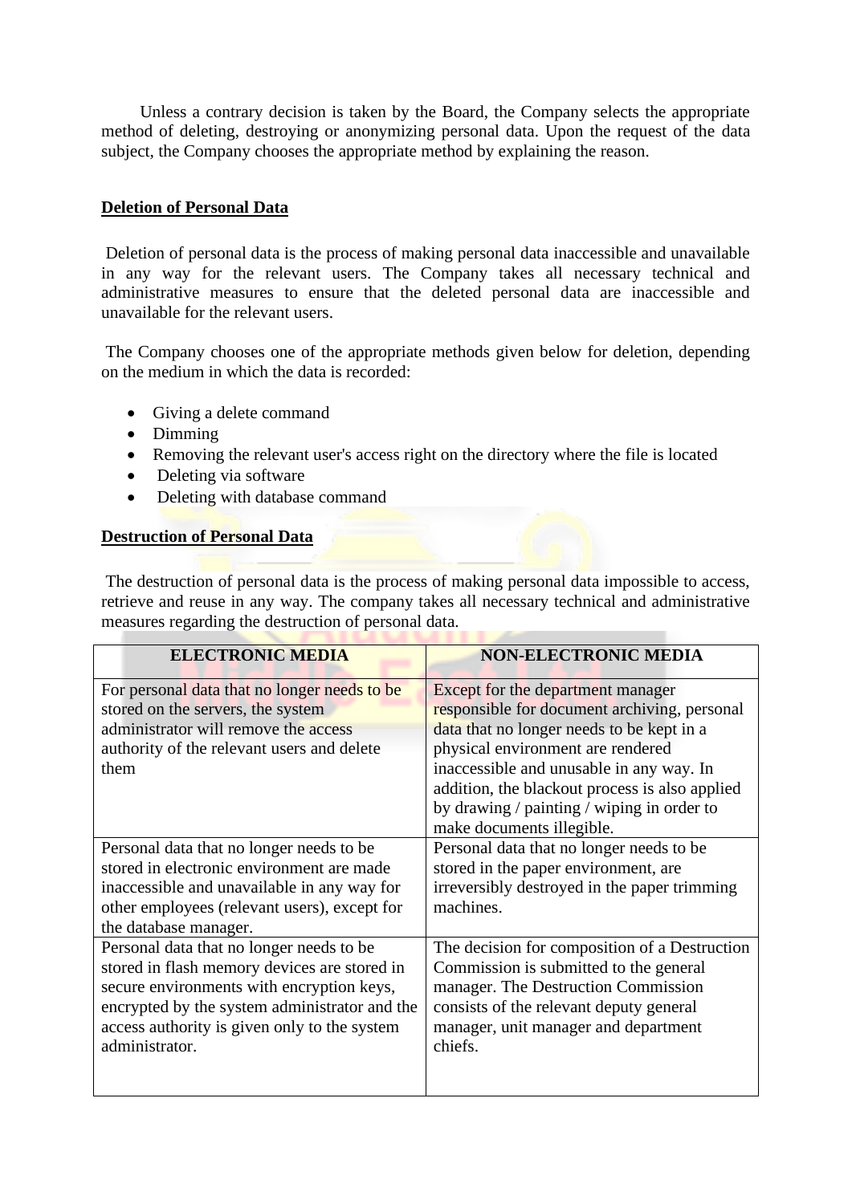Unless a contrary decision is taken by the Board, the Company selects the appropriate method of deleting, destroying or anonymizing personal data. Upon the request of the data subject, the Company chooses the appropriate method by explaining the reason.

**Deletion of Personal Data**

Deletion of personal data is the process of making personal data inaccessible and unavailable in any way for the relevant users. The Company takes all necessary technical and administrative measures to ensure that the deleted personal data are inaccessible and unavailable for the relevant users.

The Company chooses one of the appropriate methods given below for deletion, depending on the medium in which the data is recorded:

- Giving a delete command
- Dimming
- Removing the relevant user's access right on the directory where the file is located
- Deleting via software
- Deleting with database command

**Destruction of Personal Data**

The destruction of personal data is the process of making personal data impossible to access, retrieve and reuse in any way. The company takes all necessary technical and administrative measures regarding the destruction of personal data.

| ELECTRONIC MEDIA | NON-ELECTRONIC MEDIA |
|---|---|
| For personal data that no longer needs to be stored on the servers, the system administrator will remove the access authority of the relevant users and delete them | Except for the department manager responsible for document archiving, personal data that no longer needs to be kept in a physical environment are rendered inaccessible and unusable in any way. In addition, the blackout process is also applied by drawing / painting / wiping in order to make documents illegible. |
| Personal data that no longer needs to be stored in electronic environment are made inaccessible and unavailable in any way for other employees (relevant users), except for the database manager. | Personal data that no longer needs to be stored in the paper environment, are irreversibly destroyed in the paper trimming machines. |
| Personal data that no longer needs to be stored in flash memory devices are stored in secure environments with encryption keys, encrypted by the system administrator and the access authority is given only to the system administrator. | The decision for composition of a Destruction Commission is submitted to the general manager. The Destruction Commission consists of the relevant deputy general manager, unit manager and department chiefs. |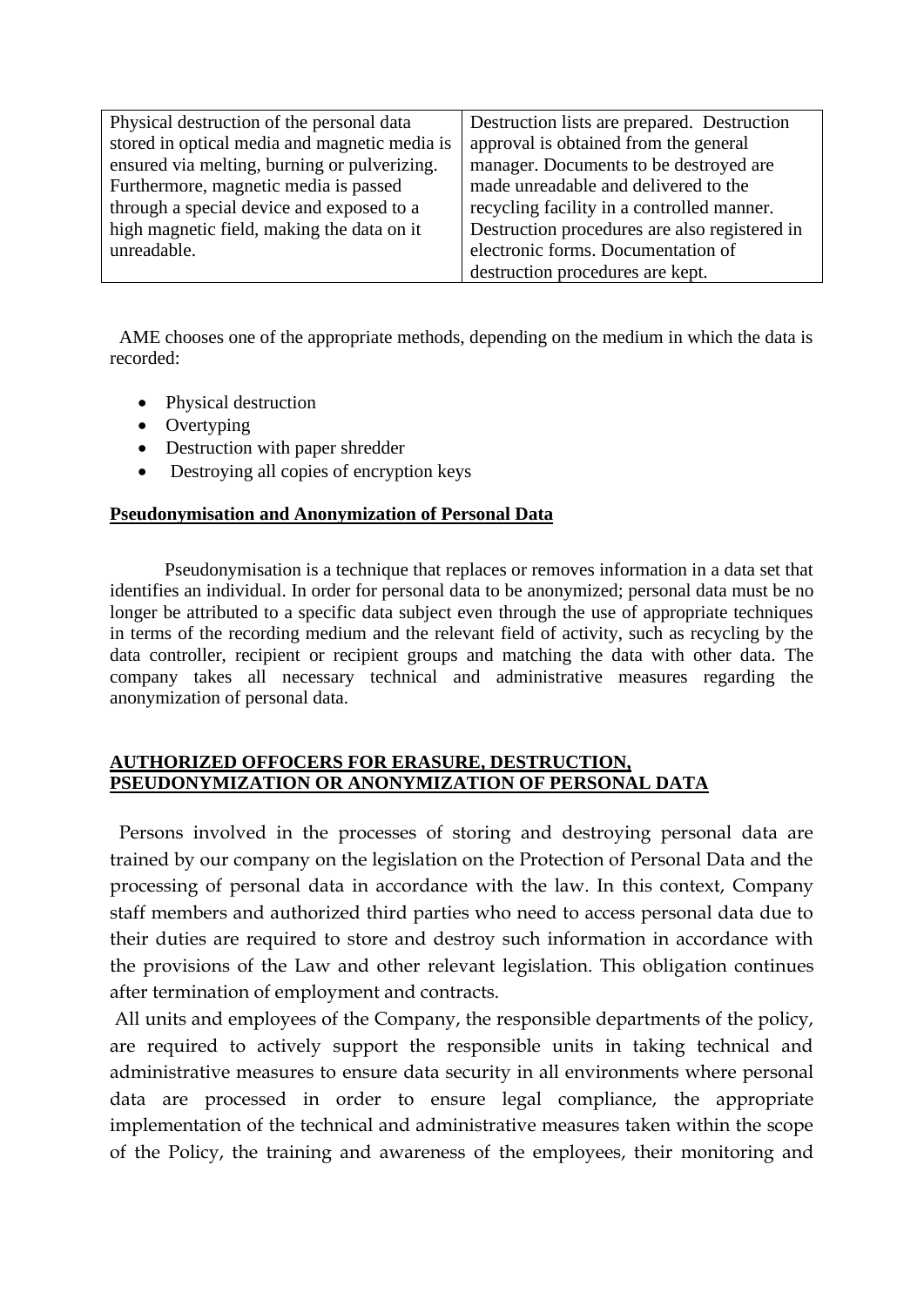| Physical destruction of the personal data stored in optical media and magnetic media is ensured via melting, burning or pulverizing. Furthermore, magnetic media is passed through a special device and exposed to a high magnetic field, making the data on it unreadable. | Destruction lists are prepared. Destruction approval is obtained from the general manager. Documents to be destroyed are made unreadable and delivered to the recycling facility in a controlled manner. Destruction procedures are also registered in electronic forms. Documentation of destruction procedures are kept. |
|---|---|

AME chooses one of the appropriate methods, depending on the medium in which the data is recorded:

- Physical destruction
- Overtyping
- Destruction with paper shredder
- Destroying all copies of encryption keys

**Pseudonymisation and Anonymization of Personal Data**

Pseudonymisation is a technique that replaces or removes information in a data set that identifies an individual. In order for personal data to be anonymized; personal data must be no longer be attributed to a specific data subject even through the use of appropriate techniques in terms of the recording medium and the relevant field of activity, such as recycling by the data controller, recipient or recipient groups and matching the data with other data. The company takes all necessary technical and administrative measures regarding the anonymization of personal data.

**AUTHORIZED OFFOCERS FOR ERASURE, DESTRUCTION, PSEUDONYMIZATION OR ANONYMIZATION OF PERSONAL DATA**

Persons involved in the processes of storing and destroying personal data are trained by our company on the legislation on the Protection of Personal Data and the processing of personal data in accordance with the law. In this context, Company staff members and authorized third parties who need to access personal data due to their duties are required to store and destroy such information in accordance with the provisions of the Law and other relevant legislation. This obligation continues after termination of employment and contracts.

All units and employees of the Company, the responsible departments of the policy, are required to actively support the responsible units in taking technical and administrative measures to ensure data security in all environments where personal data are processed in order to ensure legal compliance, the appropriate implementation of the technical and administrative measures taken within the scope of the Policy, the training and awareness of the employees, their monitoring and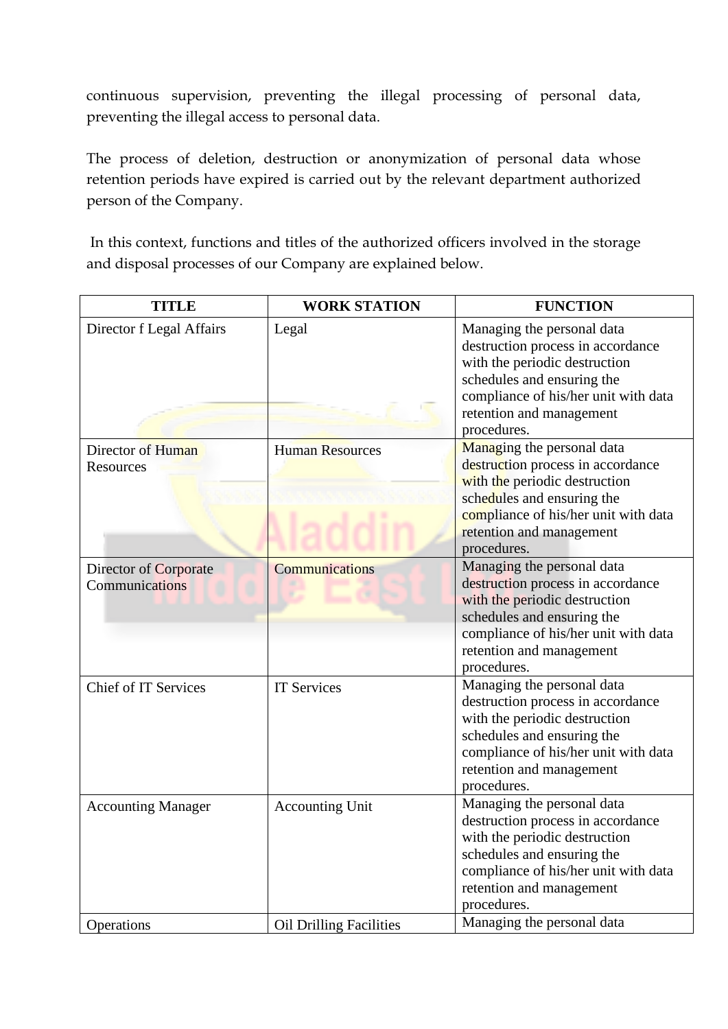continuous supervision, preventing the illegal processing of personal data, preventing the illegal access to personal data.

The process of deletion, destruction or anonymization of personal data whose retention periods have expired is carried out by the relevant department authorized person of the Company.

In this context, functions and titles of the authorized officers involved in the storage and disposal processes of our Company are explained below.

| TITLE | WORK STATION | FUNCTION |
|---|---|---|
| Director f Legal Affairs | Legal | Managing the personal data destruction process in accordance with the periodic destruction schedules and ensuring the compliance of his/her unit with data retention and management procedures. |
| Director of Human Resources | Human Resources | Managing the personal data destruction process in accordance with the periodic destruction schedules and ensuring the compliance of his/her unit with data retention and management procedures. |
| Director of Corporate Communications | Communications | Managing the personal data destruction process in accordance with the periodic destruction schedules and ensuring the compliance of his/her unit with data retention and management procedures. |
| Chief of IT Services | IT Services | Managing the personal data destruction process in accordance with the periodic destruction schedules and ensuring the compliance of his/her unit with data retention and management procedures. |
| Accounting Manager | Accounting Unit | Managing the personal data destruction process in accordance with the periodic destruction schedules and ensuring the compliance of his/her unit with data retention and management procedures. |
| Operations | Oil Drilling Facilities | Managing the personal data |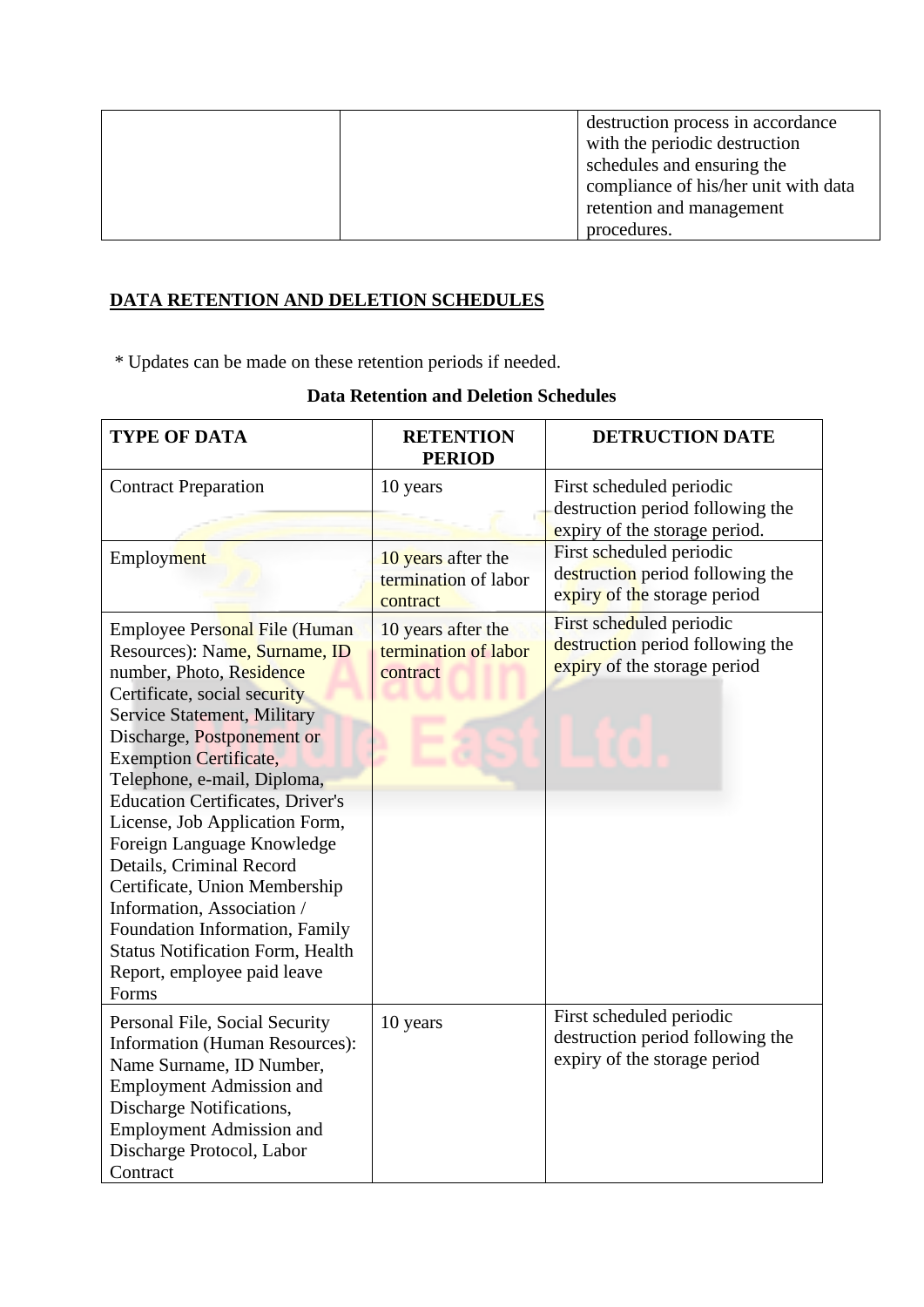| | | destruction process in accordance with the periodic destruction schedules and ensuring the compliance of his/her unit with data retention and management procedures. |
|---|---|---|

**DATA RETENTION AND DELETION SCHEDULES**

* Updates can be made on these retention periods if needed.

**Data Retention and Deletion Schedules**

| TYPE OF DATA | RETENTION PERIOD | DETRUCTION DATE |
|---|---|---|
| Contract Preparation | 10 years | First scheduled periodic destruction period following the expiry of the storage period. |
| Employment | 10 years after the termination of labor contract | First scheduled periodic destruction period following the expiry of the storage period |
| Employee Personal File (Human Resources): Name, Surname, ID number, Photo, Residence Certificate, social security Service Statement, Military Discharge, Postponement or Exemption Certificate, Telephone, e-mail, Diploma, Education Certificates, Driver's License, Job Application Form, Foreign Language Knowledge Details, Criminal Record Certificate, Union Membership Information, Association / Foundation Information, Family Status Notification Form, Health Report, employee paid leave Forms | 10 years after the termination of labor contract | First scheduled periodic destruction period following the expiry of the storage period |
| Personal File, Social Security Information (Human Resources): Name Surname, ID Number, Employment Admission and Discharge Notifications, Employment Admission and Discharge Protocol, Labor Contract | 10 years | First scheduled periodic destruction period following the expiry of the storage period |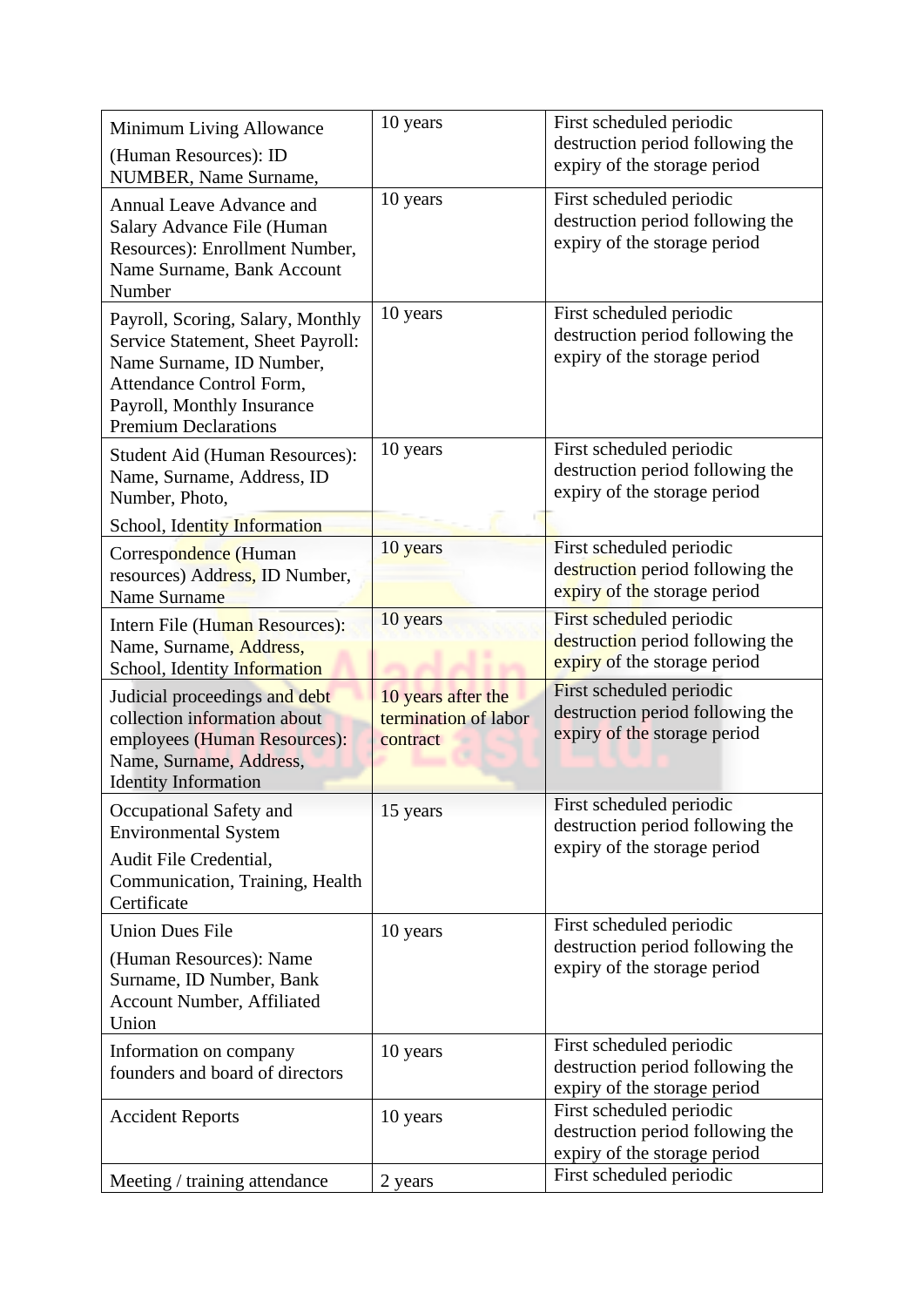| Minimum Living Allowance (Human Resources): ID NUMBER, Name Surname, | 10 years | First scheduled periodic destruction period following the expiry of the storage period |
|---|---|---|
| Annual Leave Advance and Salary Advance File (Human Resources): Enrollment Number, Name Surname, Bank Account Number | 10 years | First scheduled periodic destruction period following the expiry of the storage period |
| Payroll, Scoring, Salary, Monthly Service Statement, Sheet Payroll: Name Surname, ID Number, Attendance Control Form, Payroll, Monthly Insurance Premium Declarations | 10 years | First scheduled periodic destruction period following the expiry of the storage period |
| Student Aid (Human Resources): Name, Surname, Address, ID Number, Photo, School, Identity Information | 10 years | First scheduled periodic destruction period following the expiry of the storage period |
| Correspondence (Human resources) Address, ID Number, Name Surname | 10 years | First scheduled periodic destruction period following the expiry of the storage period |
| Intern File (Human Resources): Name, Surname, Address, School, Identity Information | 10 years | First scheduled periodic destruction period following the expiry of the storage period |
| Judicial proceedings and debt collection information about employees (Human Resources): Name, Surname, Address, Identity Information | 10 years after the termination of labor contract | First scheduled periodic destruction period following the expiry of the storage period |
| Occupational Safety and Environmental System Audit File Credential, Communication, Training, Health Certificate | 15 years | First scheduled periodic destruction period following the expiry of the storage period |
| Union Dues File (Human Resources): Name Surname, ID Number, Bank Account Number, Affiliated Union | 10 years | First scheduled periodic destruction period following the expiry of the storage period |
| Information on company founders and board of directors | 10 years | First scheduled periodic destruction period following the expiry of the storage period |
| Accident Reports | 10 years | First scheduled periodic destruction period following the expiry of the storage period |
| Meeting / training attendance | 2 years | First scheduled periodic |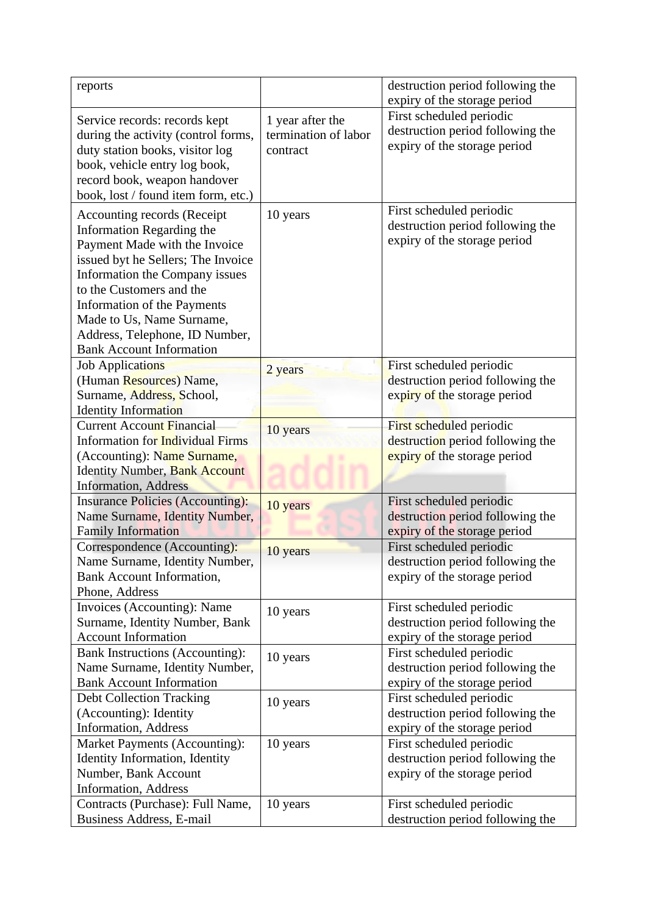| | | |
|---|---|---|
| reports | | destruction period following the expiry of the storage period |
| Service records: records kept during the activity (control forms, duty station books, visitor log book, vehicle entry log book, record book, weapon handover book, lost / found item form, etc.) | 1 year after the termination of labor contract | First scheduled periodic destruction period following the expiry of the storage period |
| Accounting records (Receipt Information Regarding the Payment Made with the Invoice issued byt he Sellers; The Invoice Information the Company issues to the Customers and the Information of the Payments Made to Us, Name Surname, Address, Telephone, ID Number, Bank Account Information | 10 years | First scheduled periodic destruction period following the expiry of the storage period |
| Job Applications (Human Resources) Name, Surname, Address, School, Identity Information | 2 years | First scheduled periodic destruction period following the expiry of the storage period |
| Current Account Financial Information for Individual Firms (Accounting): Name Surname, Identity Number, Bank Account Information, Address | 10 years | First scheduled periodic destruction period following the expiry of the storage period |
| Insurance Policies (Accounting): Name Surname, Identity Number, Family Information | 10 years | First scheduled periodic destruction period following the expiry of the storage period |
| Correspondence (Accounting): Name Surname, Identity Number, Bank Account Information, Phone, Address | 10 years | First scheduled periodic destruction period following the expiry of the storage period |
| Invoices (Accounting): Name Surname, Identity Number, Bank Account Information | 10 years | First scheduled periodic destruction period following the expiry of the storage period |
| Bank Instructions (Accounting): Name Surname, Identity Number, Bank Account Information | 10 years | First scheduled periodic destruction period following the expiry of the storage period |
| Debt Collection Tracking (Accounting): Identity Information, Address | 10 years | First scheduled periodic destruction period following the expiry of the storage period |
| Market Payments (Accounting): Identity Information, Identity Number, Bank Account Information, Address | 10 years | First scheduled periodic destruction period following the expiry of the storage period |
| Contracts (Purchase): Full Name, Business Address, E-mail | 10 years | First scheduled periodic destruction period following the |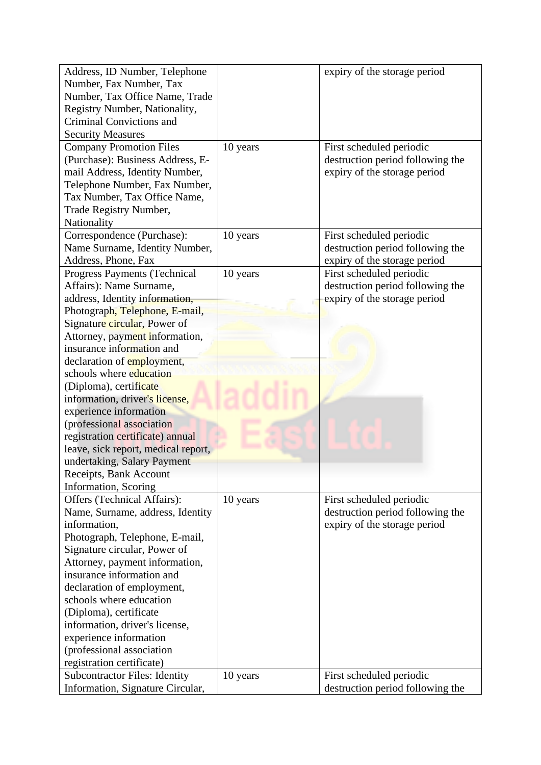| | | |
|---|---|---|
| Address, ID Number, Telephone Number, Fax Number, Tax Number, Tax Office Name, Trade Registry Number, Nationality, Criminal Convictions and Security Measures | | expiry of the storage period |
| Company Promotion Files (Purchase): Business Address, E-mail Address, Identity Number, Telephone Number, Fax Number, Tax Number, Tax Office Name, Trade Registry Number, Nationality | 10 years | First scheduled periodic destruction period following the expiry of the storage period |
| Correspondence (Purchase): Name Surname, Identity Number, Address, Phone, Fax | 10 years | First scheduled periodic destruction period following the expiry of the storage period |
| Progress Payments (Technical Affairs): Name Surname, address, Identity information, Photograph, Telephone, E-mail, Signature circular, Power of Attorney, payment information, insurance information and declaration of employment, schools where education (Diploma), certificate information, driver's license, experience information (professional association registration certificate) annual leave, sick report, medical report, undertaking, Salary Payment Receipts, Bank Account Information, Scoring | 10 years | First scheduled periodic destruction period following the expiry of the storage period |
| Offers (Technical Affairs): Name, Surname, address, Identity information, Photograph, Telephone, E-mail, Signature circular, Power of Attorney, payment information, insurance information and declaration of employment, schools where education (Diploma), certificate information, driver's license, experience information (professional association registration certificate) | 10 years | First scheduled periodic destruction period following the expiry of the storage period |
| Subcontractor Files: Identity Information, Signature Circular, | 10 years | First scheduled periodic destruction period following the |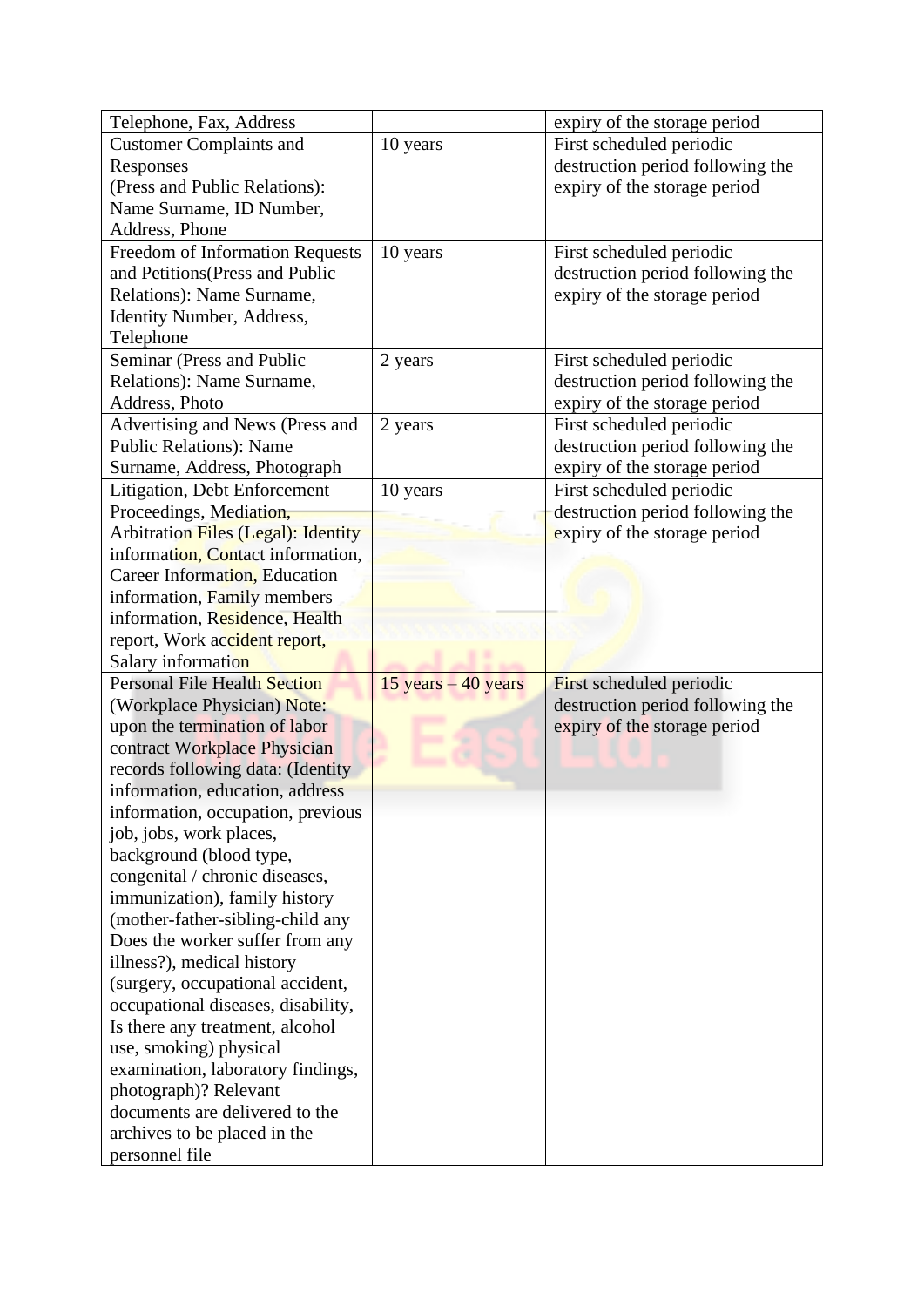| Telephone, Fax, Address | | expiry of the storage period |
|---|---|---|
| Customer Complaints and Responses (Press and Public Relations): Name Surname, ID Number, Address, Phone | 10 years | First scheduled periodic destruction period following the expiry of the storage period |
| Freedom of Information Requests and Petitions(Press and Public Relations): Name Surname, Identity Number, Address, Telephone | 10 years | First scheduled periodic destruction period following the expiry of the storage period |
| Seminar (Press and Public Relations): Name Surname, Address, Photo | 2 years | First scheduled periodic destruction period following the expiry of the storage period |
| Advertising and News (Press and Public Relations): Name Surname, Address, Photograph | 2 years | First scheduled periodic destruction period following the expiry of the storage period |
| Litigation, Debt Enforcement Proceedings, Mediation, Arbitration Files (Legal): Identity information, Contact information, Career Information, Education information, Family members information, Residence, Health report, Work accident report, Salary information | 10 years | First scheduled periodic destruction period following the expiry of the storage period |
| Personal File Health Section (Workplace Physician) Note: upon the termination of labor contract Workplace Physician records following data: (Identity information, education, address information, occupation, previous job, jobs, work places, background (blood type, congenital / chronic diseases, immunization), family history (mother-father-sibling-child any Does the worker suffer from any illness?), medical history (surgery, occupational accident, occupational diseases, disability, Is there any treatment, alcohol use, smoking) physical examination, laboratory findings, photograph)? Relevant documents are delivered to the archives to be placed in the personnel file | 15 years – 40 years | First scheduled periodic destruction period following the expiry of the storage period |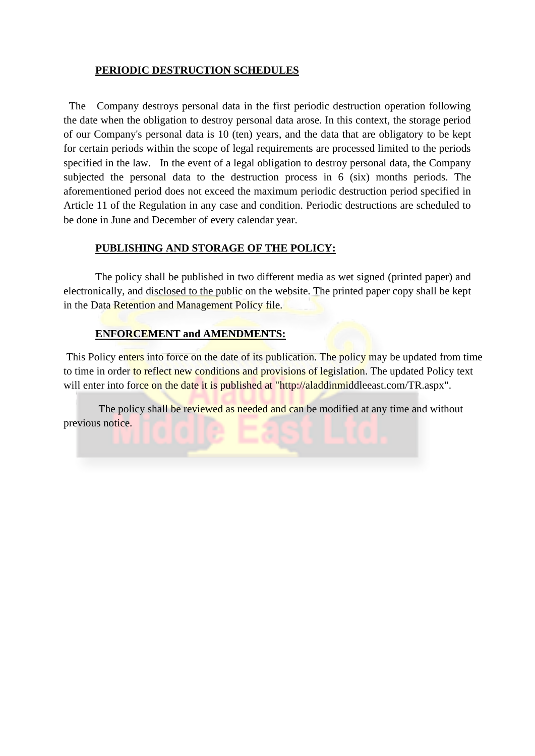## PERIODIC DESTRUCTION SCHEDULES

The Company destroys personal data in the first periodic destruction operation following the date when the obligation to destroy personal data arose. In this context, the storage period of our Company's personal data is 10 (ten) years, and the data that are obligatory to be kept for certain periods within the scope of legal requirements are processed limited to the periods specified in the law. In the event of a legal obligation to destroy personal data, the Company subjected the personal data to the destruction process in 6 (six) months periods. The aforementioned period does not exceed the maximum periodic destruction period specified in Article 11 of the Regulation in any case and condition. Periodic destructions are scheduled to be done in June and December of every calendar year.

## PUBLISHING AND STORAGE OF THE POLICY:

The policy shall be published in two different media as wet signed (printed paper) and electronically, and disclosed to the public on the website. The printed paper copy shall be kept in the Data Retention and Management Policy file.

## ENFORCEMENT and AMENDMENTS:

This Policy enters into force on the date of its publication. The policy may be updated from time to time in order to reflect new conditions and provisions of legislation. The updated Policy text will enter into force on the date it is published at "http://aladdinmiddleeast.com/TR.aspx".

The policy shall be reviewed as needed and can be modified at any time and without previous notice.